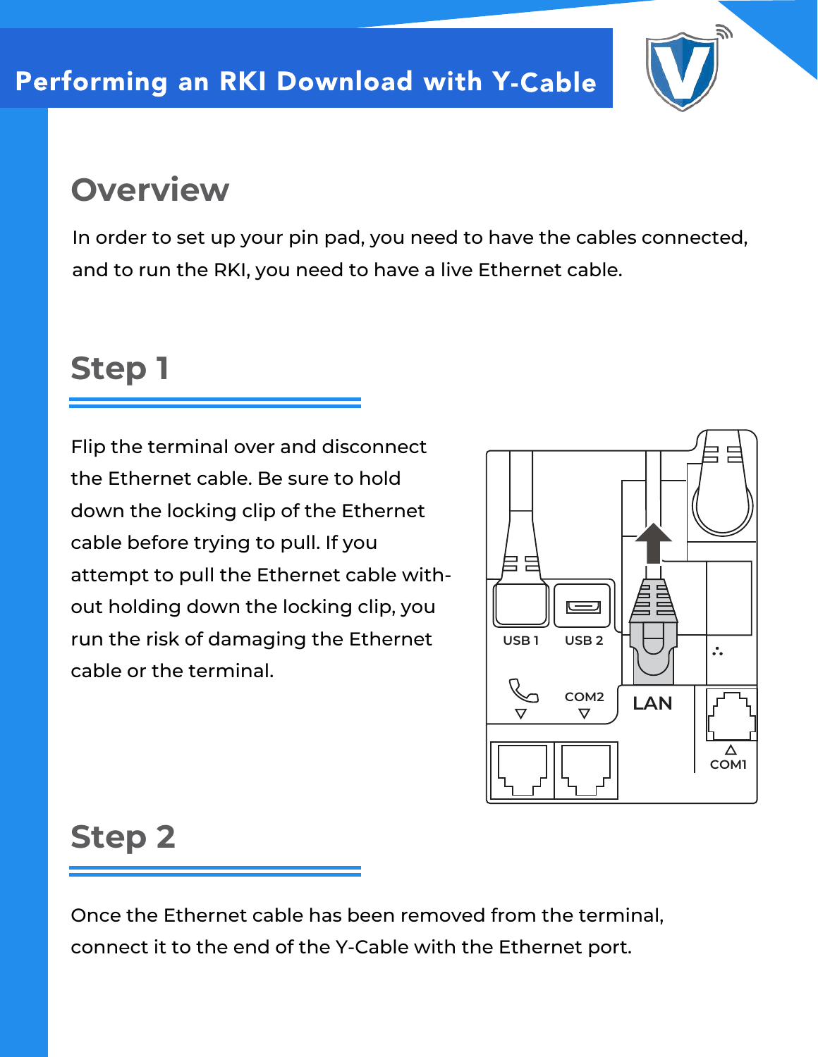# Performing an RKI Download with Y-Cable

## Overview

In order to set up your pin pad, you need to have the cables connected, and to run the RKI, you need to have a live Ethernet cable.

## Step 1

Flip the terminal over and disconnect the Ethernet cable. Be sure to hold down the locking clip of the Ethernet cable before trying to pull. If you attempt to pull the Ethernet cable without holding down the locking clip, you run the risk of damaging the Ethernet cable or the terminal.

## Step 2

Once the Ethernet cable has been removed from the terminal, connect it to the end of the Y-Cable with the Ethernet port.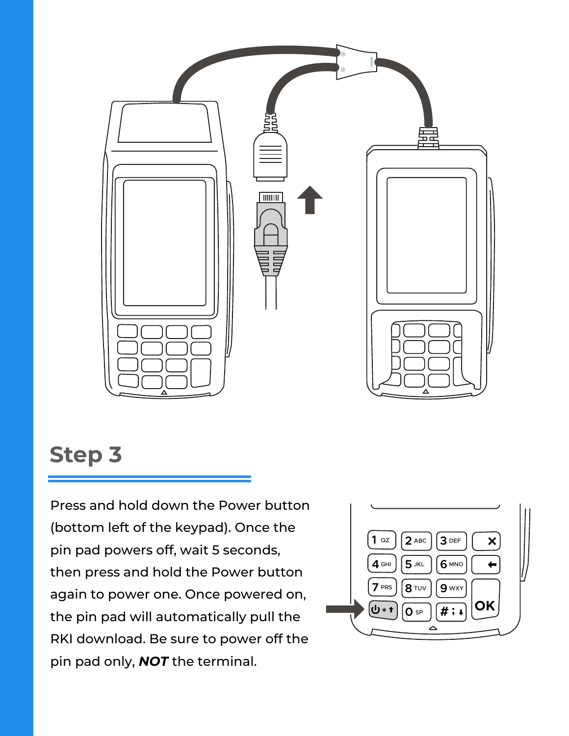## Step 3

Press and hold down the Power button (bottom left of the keypad). Once the pin pad powers off, wait 5 seconds, then press and hold the Power button again to power one. Once powered on, the pin pad will automatically pull the RKI download. Be sure to power off the pin pad only, ***NOT*** the terminal.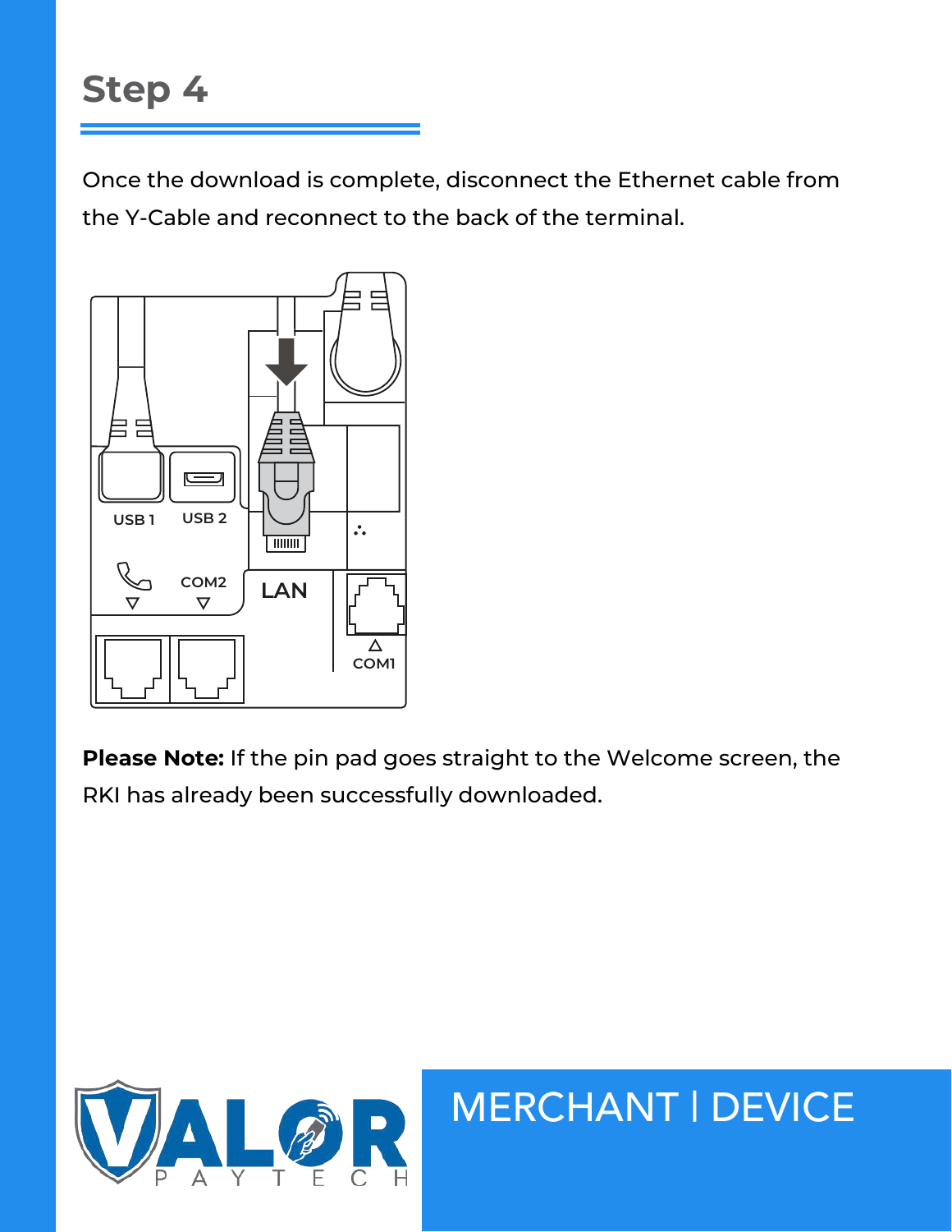## Step 4

Once the download is complete, disconnect the Ethernet cable from the Y-Cable and reconnect to the back of the terminal.

USB 1

USB 2

COM2

LAN

COM1

**Please Note:** If the pin pad goes straight to the Welcome screen, the RKI has already been successfully downloaded.

VALOR PAYTECH

MERCHANT | DEVICE